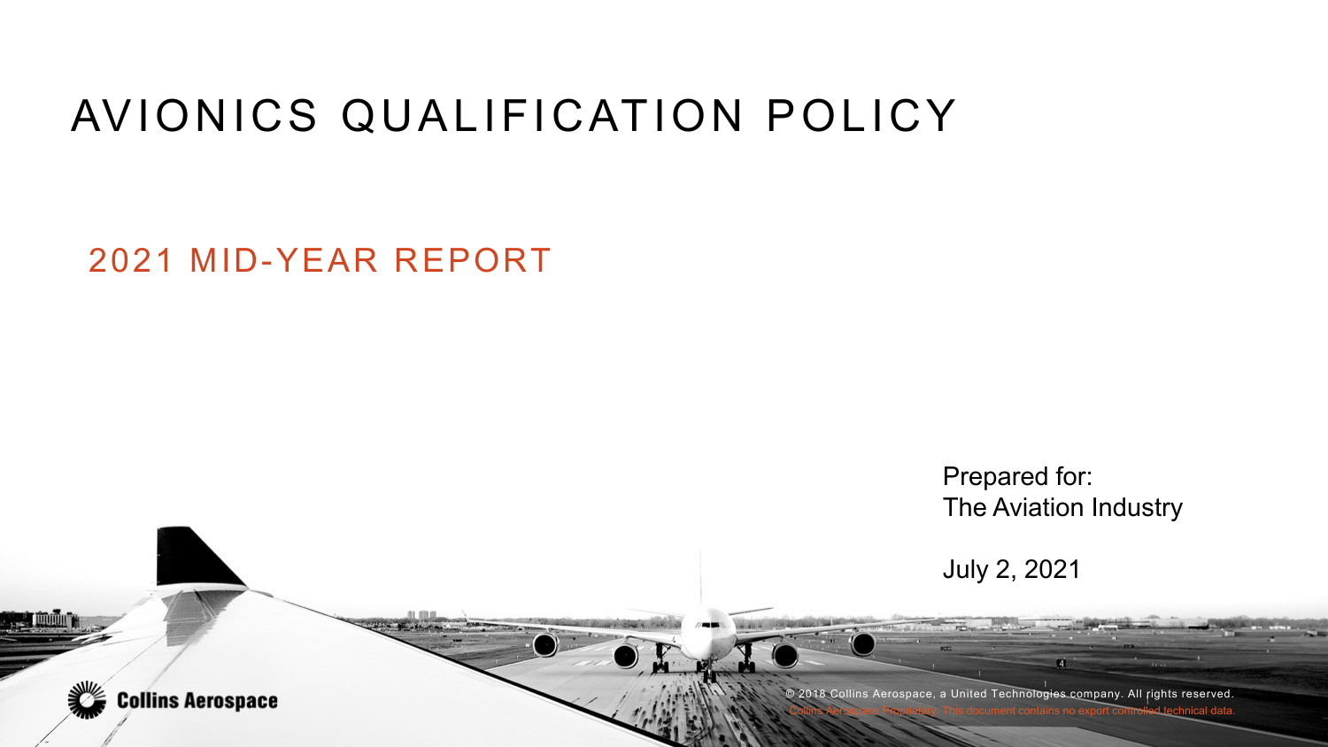# AVIONICS QUALIFICATION POLICY

## 2021 MID-YEAR REPORT

Prepared for:
The Aviation Industry

July 2, 2021

Collins Aerospace

© 2018 Collins Aerospace, a United Technologies company. All rights reserved.
Collins Aerospace Proprietary. This document contains no export controlled technical data.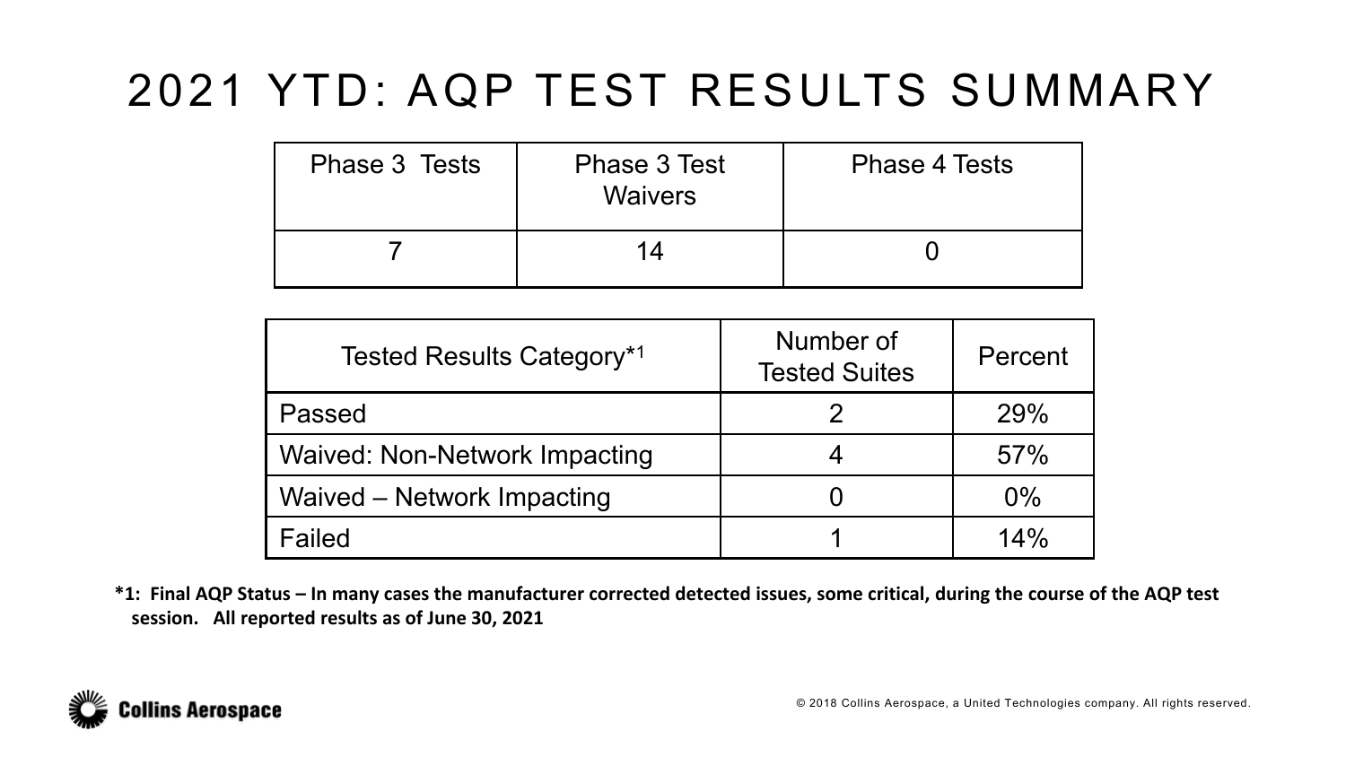# 2021 YTD: AQP TEST RESULTS SUMMARY

| Phase 3 Tests | Phase 3 Test Waivers | Phase 4 Tests |
|---|---|---|
| 7 | 14 | 0 |

| Tested Results Category*[1] | Number of Tested Suites | Percent |
|---|---|---|
| Passed | 2 | 29% |
| Waived: Non-Network Impacting | 4 | 57% |
| Waived – Network Impacting | 0 | 0% |
| Failed | 1 | 14% |

**\*1: Final AQP Status – In many cases the manufacturer corrected detected issues, some critical, during the course of the AQP test session. All reported results as of June 30, 2021**

Collins Aerospace

© 2018 Collins Aerospace, a United Technologies company. All rights reserved.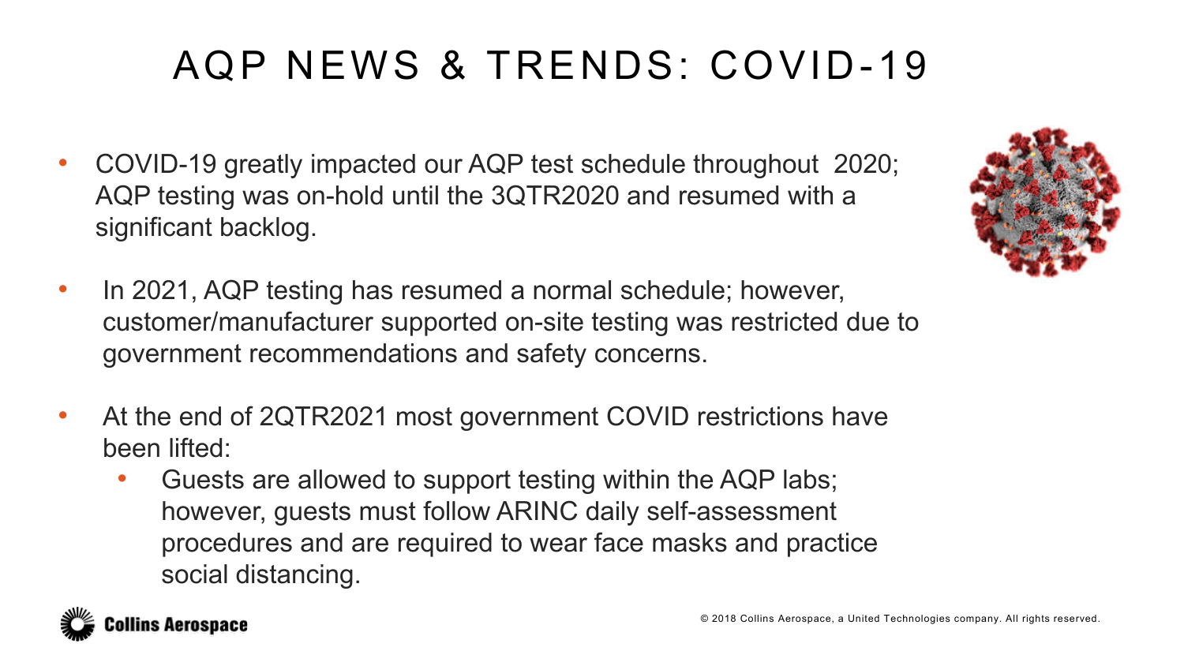# AQP NEWS & TRENDS: COVID-19

- COVID-19 greatly impacted our AQP test schedule throughout 2020; AQP testing was on-hold until the 3QTR2020 and resumed with a significant backlog.

- In 2021, AQP testing has resumed a normal schedule; however, customer/manufacturer supported on-site testing was restricted due to government recommendations and safety concerns.

- At the end of 2QTR2021 most government COVID restrictions have been lifted:
  - Guests are allowed to support testing within the AQP labs; however, guests must follow ARINC daily self-assessment procedures and are required to wear face masks and practice social distancing.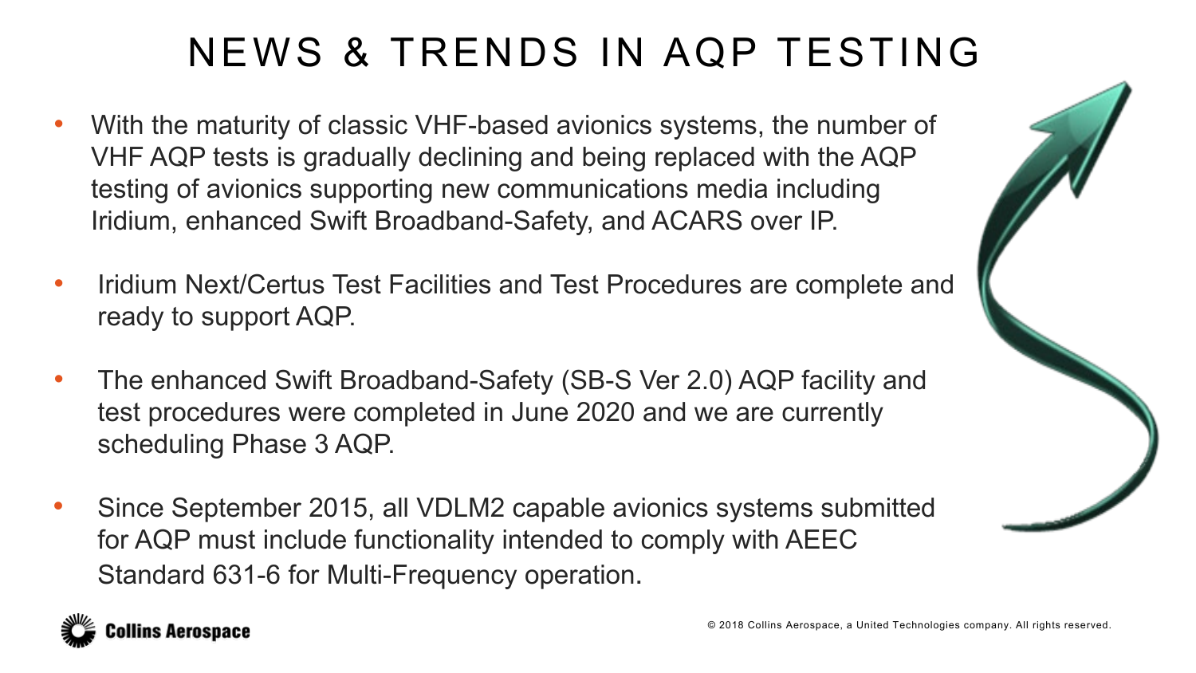# NEWS & TRENDS IN AQP TESTING

- With the maturity of classic VHF-based avionics systems, the number of VHF AQP tests is gradually declining and being replaced with the AQP testing of avionics supporting new communications media including Iridium, enhanced Swift Broadband-Safety, and ACARS over IP.

- Iridium Next/Certus Test Facilities and Test Procedures are complete and ready to support AQP.

- The enhanced Swift Broadband-Safety (SB-S Ver 2.0) AQP facility and test procedures were completed in June 2020 and we are currently scheduling Phase 3 AQP.

- Since September 2015, all VDLM2 capable avionics systems submitted for AQP must include functionality intended to comply with AEEC Standard 631-6 for Multi-Frequency operation.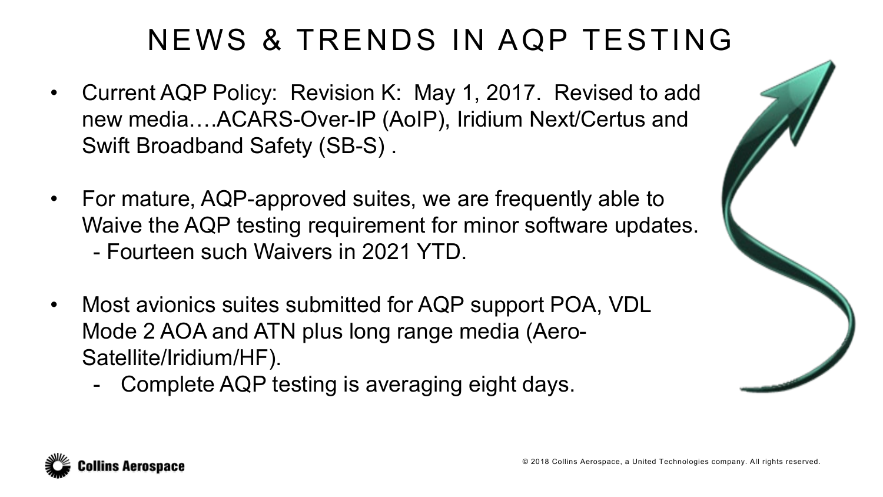# NEWS & TRENDS IN AQP TESTING

- Current AQP Policy: Revision K: May 1, 2017. Revised to add new media….ACARS-Over-IP (AoIP), Iridium Next/Certus and Swift Broadband Safety (SB-S) .

- For mature, AQP-approved suites, we are frequently able to Waive the AQP testing requirement for minor software updates.
  - Fourteen such Waivers in 2021 YTD.

- Most avionics suites submitted for AQP support POA, VDL Mode 2 AOA and ATN plus long range media (Aero-Satellite/Iridium/HF).
  - Complete AQP testing is averaging eight days.

Collins Aerospace

© 2018 Collins Aerospace, a United Technologies company. All rights reserved.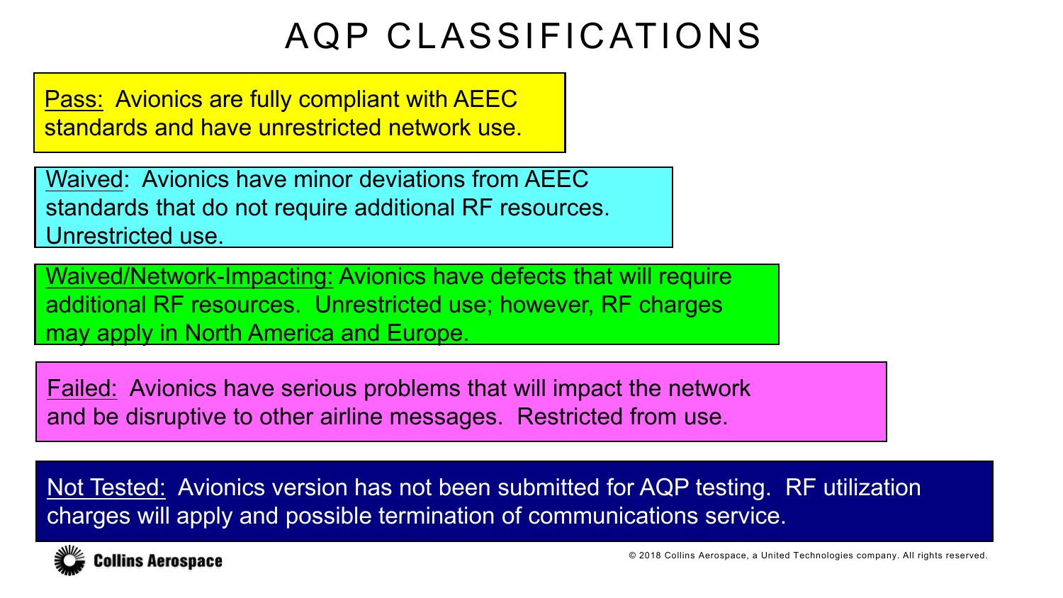# AQP CLASSIFICATIONS

Pass: Avionics are fully compliant with AEEC standards and have unrestricted network use.

Waived: Avionics have minor deviations from AEEC standards that do not require additional RF resources. Unrestricted use.

Waived/Network-Impacting: Avionics have defects that will require additional RF resources. Unrestricted use; however, RF charges may apply in North America and Europe.

Failed: Avionics have serious problems that will impact the network and be disruptive to other airline messages. Restricted from use.

Not Tested: Avionics version has not been submitted for AQP testing. RF utilization charges will apply and possible termination of communications service.

Collins Aerospace

© 2018 Collins Aerospace, a United Technologies company. All rights reserved.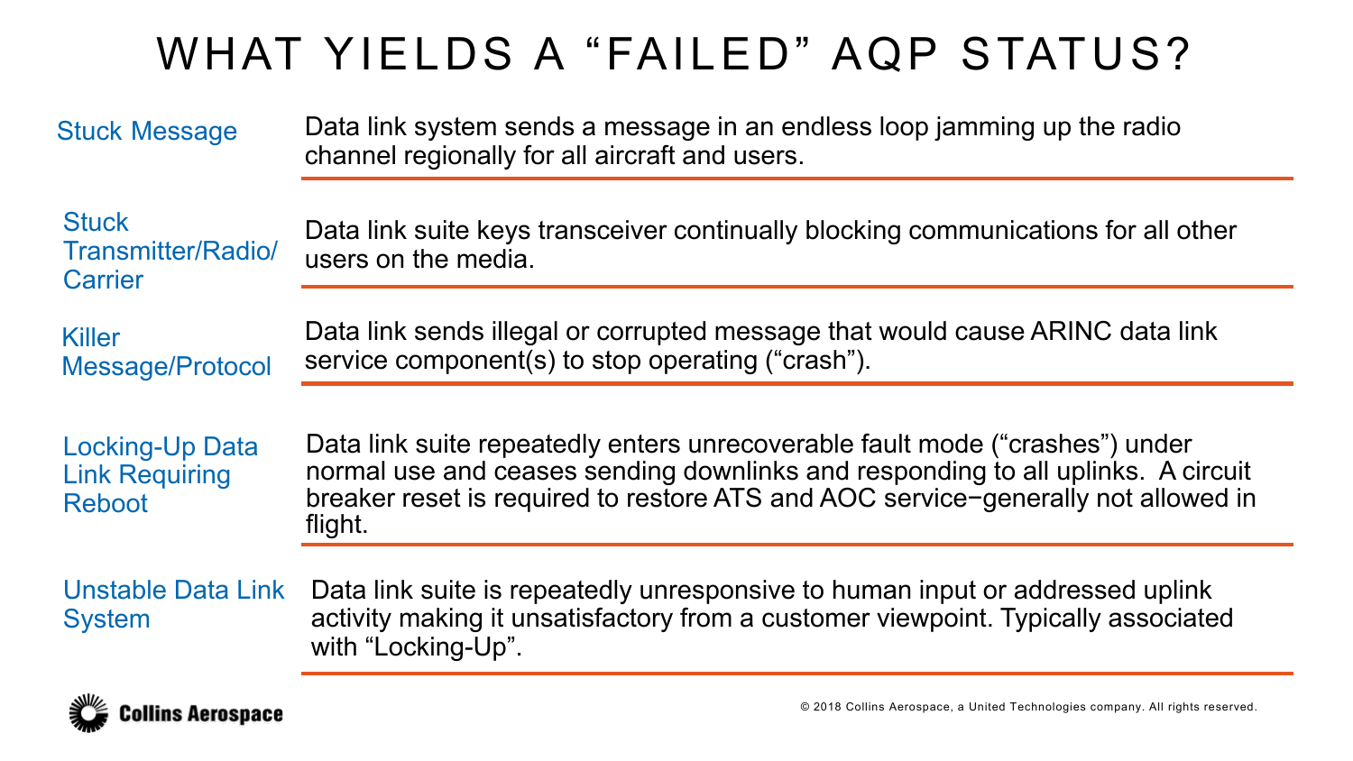# WHAT YIELDS A "FAILED" AQP STATUS?

| Status | Description |
| --- | --- |
| Stuck Message | Data link system sends a message in an endless loop jamming up the radio channel regionally for all aircraft and users. |
| Stuck Transmitter/Radio/ Carrier | Data link suite keys transceiver continually blocking communications for all other users on the media. |
| Killer Message/Protocol | Data link sends illegal or corrupted message that would cause ARINC data link service component(s) to stop operating ("crash"). |
| Locking-Up Data Link Requiring Reboot | Data link suite repeatedly enters unrecoverable fault mode ("crashes") under normal use and ceases sending downlinks and responding to all uplinks. A circuit breaker reset is required to restore ATS and AOC service−generally not allowed in flight. |
| Unstable Data Link System | Data link suite is repeatedly unresponsive to human input or addressed uplink activity making it unsatisfactory from a customer viewpoint. Typically associated with "Locking-Up". |

Collins Aerospace

© 2018 Collins Aerospace, a United Technologies company. All rights reserved.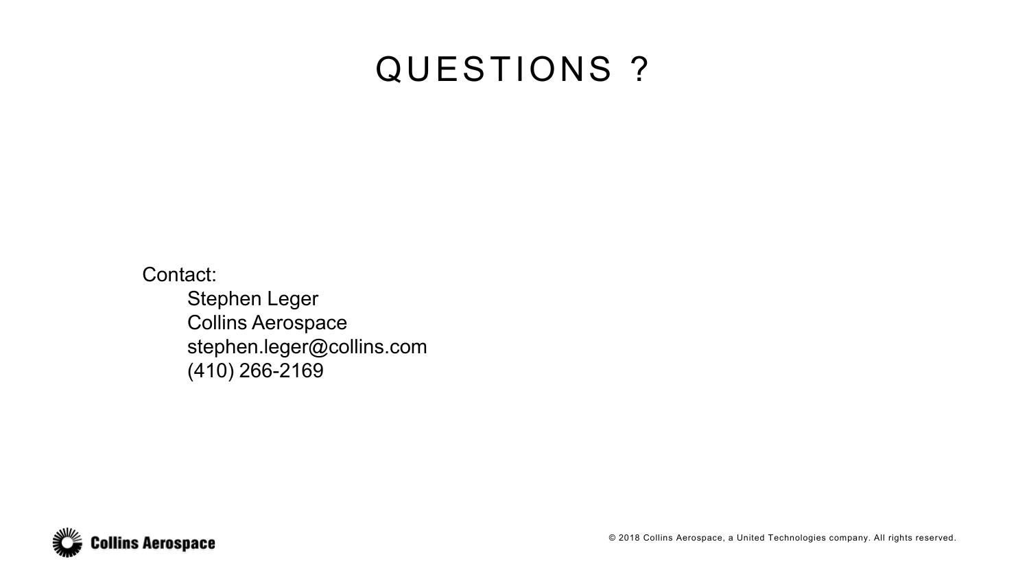# QUESTIONS ?

Contact:

Stephen Leger
Collins Aerospace
stephen.leger@collins.com
(410) 266-2169

© 2018 Collins Aerospace, a United Technologies company. All rights reserved.